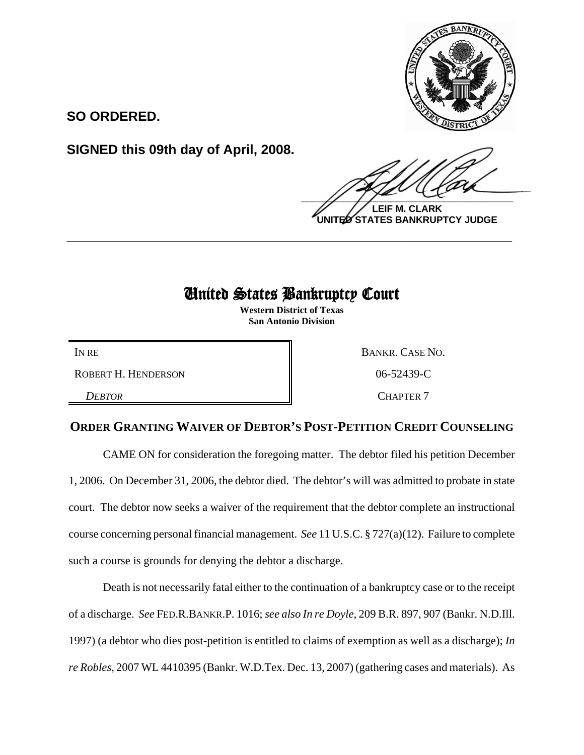**SO ORDERED.**

**SIGNED this 09th day of April, 2008.**

**LEIF M. CLARK**
**UNITED STATES BANKRUPTCY JUDGE**

---

# United States Bankruptcy Court

**Western District of Texas**
**San Antonio Division**

| | |
|---|---|
| IN RE | BANKR. CASE NO. |
| ROBERT H. HENDERSON | 06-52439-C |
| *DEBTOR* | CHAPTER 7 |

## ORDER GRANTING WAIVER OF DEBTOR'S POST-PETITION CREDIT COUNSELING

CAME ON for consideration the foregoing matter. The debtor filed his petition December 1, 2006. On December 31, 2006, the debtor died. The debtor's will was admitted to probate in state court. The debtor now seeks a waiver of the requirement that the debtor complete an instructional course concerning personal financial management. *See* 11 U.S.C. § 727(a)(12). Failure to complete such a course is grounds for denying the debtor a discharge.

Death is not necessarily fatal either to the continuation of a bankruptcy case or to the receipt of a discharge. *See* FED.R.BANKR.P. 1016; *see also In re Doyle*, 209 B.R. 897, 907 (Bankr. N.D.Ill. 1997) (a debtor who dies post-petition is entitled to claims of exemption as well as a discharge); *In re Robles*, 2007 WL 4410395 (Bankr. W.D.Tex. Dec. 13, 2007) (gathering cases and materials). As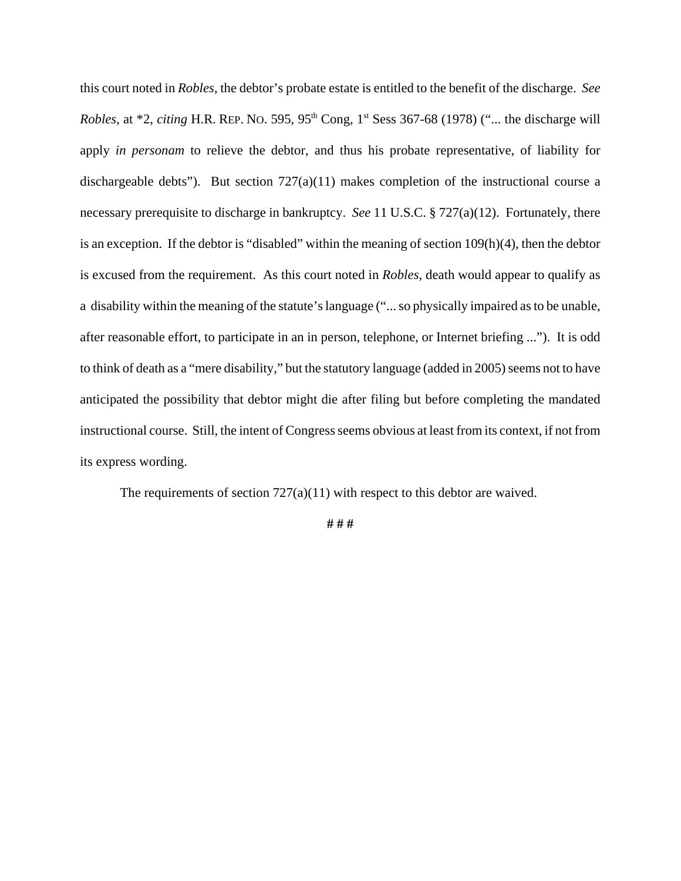this court noted in *Robles*, the debtor's probate estate is entitled to the benefit of the discharge. *See Robles*, at *2, *citing* H.R. REP. NO. 595, 95th Cong, 1st Sess 367-68 (1978) ("... the discharge will apply *in personam* to relieve the debtor, and thus his probate representative, of liability for dischargeable debts"). But section 727(a)(11) makes completion of the instructional course a necessary prerequisite to discharge in bankruptcy. *See* 11 U.S.C. § 727(a)(12). Fortunately, there is an exception. If the debtor is "disabled" within the meaning of section 109(h)(4), then the debtor is excused from the requirement. As this court noted in *Robles*, death would appear to qualify as a disability within the meaning of the statute's language ("... so physically impaired as to be unable, after reasonable effort, to participate in an in person, telephone, or Internet briefing ..."). It is odd to think of death as a "mere disability," but the statutory language (added in 2005) seems not to have anticipated the possibility that debtor might die after filing but before completing the mandated instructional course. Still, the intent of Congress seems obvious at least from its context, if not from its express wording.

The requirements of section 727(a)(11) with respect to this debtor are waived.

# # #